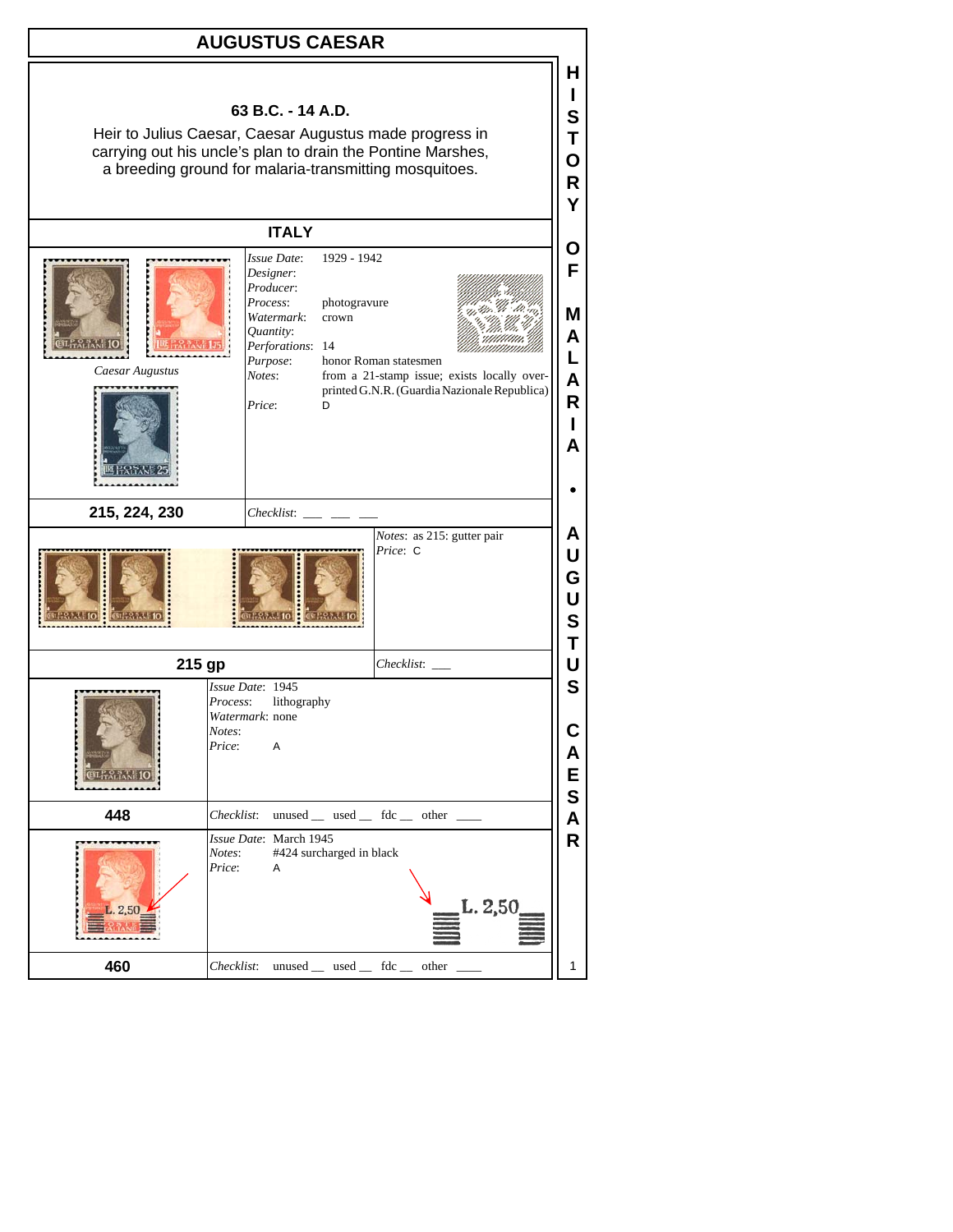# AUGUSTUS CAESAR

**63 B.C. - 14 A.D.**

Heir to Julius Caesar, Caesar Augustus made progress in carrying out his uncle's plan to drain the Pontine Marshes, a breeding ground for malaria-transmitting mosquitoes.

## ITALY

Caesar Augustus

*Issue Date*: 1929 - 1942
*Designer*:
*Producer*:
*Process*: photogravure
*Watermark*: crown
*Quantity*:
*Perforations*: 14
*Purpose*: honor Roman statesmen
*Notes*: from a 21-stamp issue; exists locally overprinted G.N.R. (Guardia Nazionale Republica)
*Price*: D

**215, 224, 230**

*Checklist*: ___ ___ ___

*Notes*: as 215: gutter pair
*Price*: C

**215 gp**

*Checklist*: ___

*Issue Date*: 1945
*Process*: lithography
*Watermark*: none
*Notes*:
*Price*: A

**448**

*Checklist*: unused __ used __ fdc __ other ____

*Issue Date*: March 1945
*Notes*: #424 surcharged in black
*Price*: A

L. 2,50

**460**

*Checklist*: unused __ used __ fdc __ other ____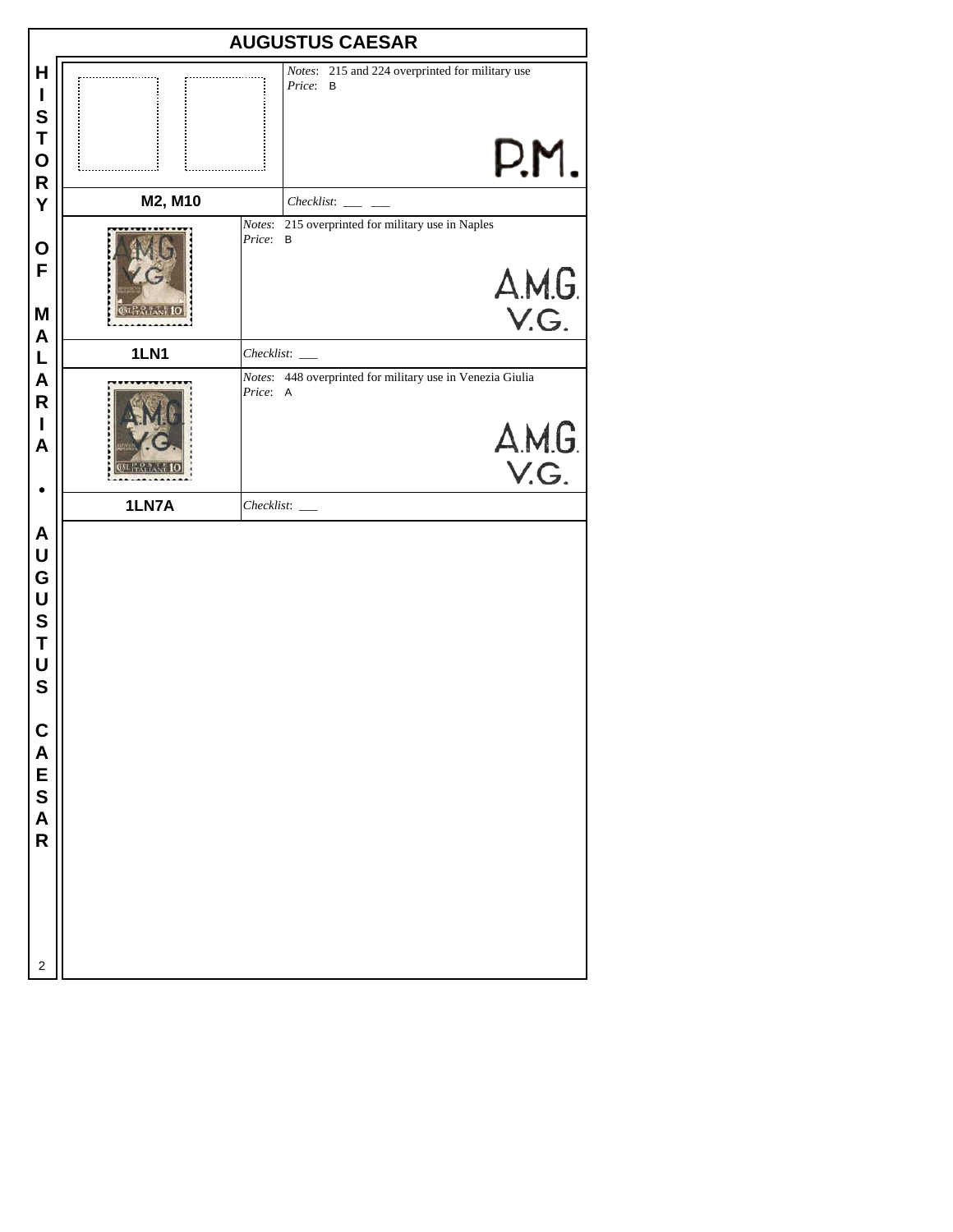# AUGUSTUS CAESAR

HISTORY OF MALARIA • AUGUSTUS CAESAR

**M2, M10**

*Notes*: 215 and 224 overprinted for military use
*Price*: B

P.M.

*Checklist*: ___ ___

**1LN1**

*Notes*: 215 overprinted for military use in Naples
*Price*: B

A.M.G.
V.G.

*Checklist*: ___

**1LN7A**

*Notes*: 448 overprinted for military use in Venezia Giulia
*Price*: A

A.M.G.
V.G.

*Checklist*: ___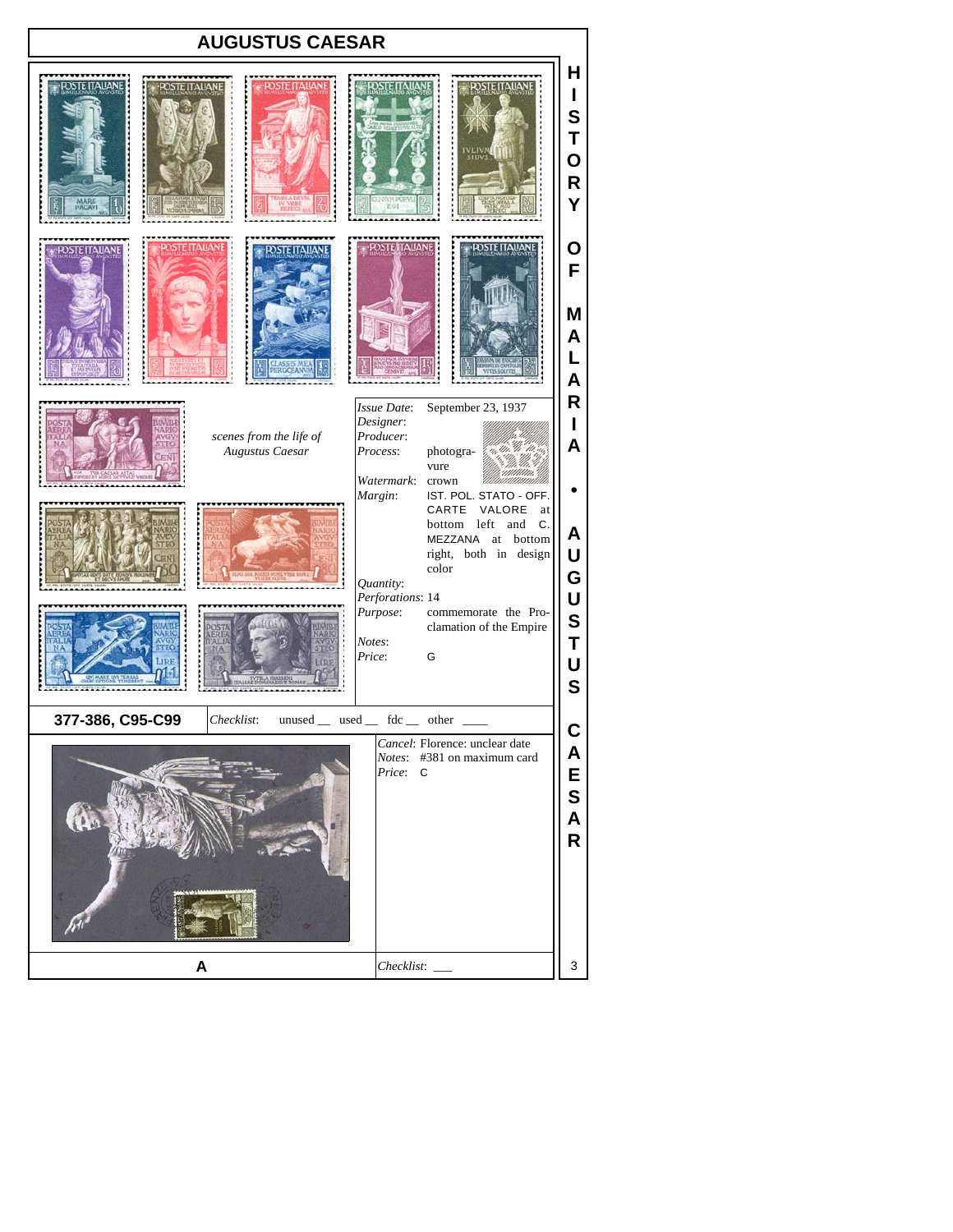# AUGUSTUS CAESAR

*scenes from the life of Augustus Caesar*

*Issue Date*: September 23, 1937
*Designer*:
*Producer*:
*Process*: photogravure
*Watermark*: crown
*Margin*: IST. POL. STATO - OFF. CARTE VALORE at bottom left and C. MEZZANA at bottom right, both in design color
*Quantity*:
*Perforations*: 14
*Purpose*: commemorate the Proclamation of the Empire
*Notes*:
*Price*: G

**377-386, C95-C99**

*Checklist*: unused __ used __ fdc __ other ____

*Cancel*: Florence: unclear date
*Notes*: #381 on maximum card
*Price*: C

**A**

*Checklist*: ___

HISTORY OF MALARIA • AUGUSTUS CAESAR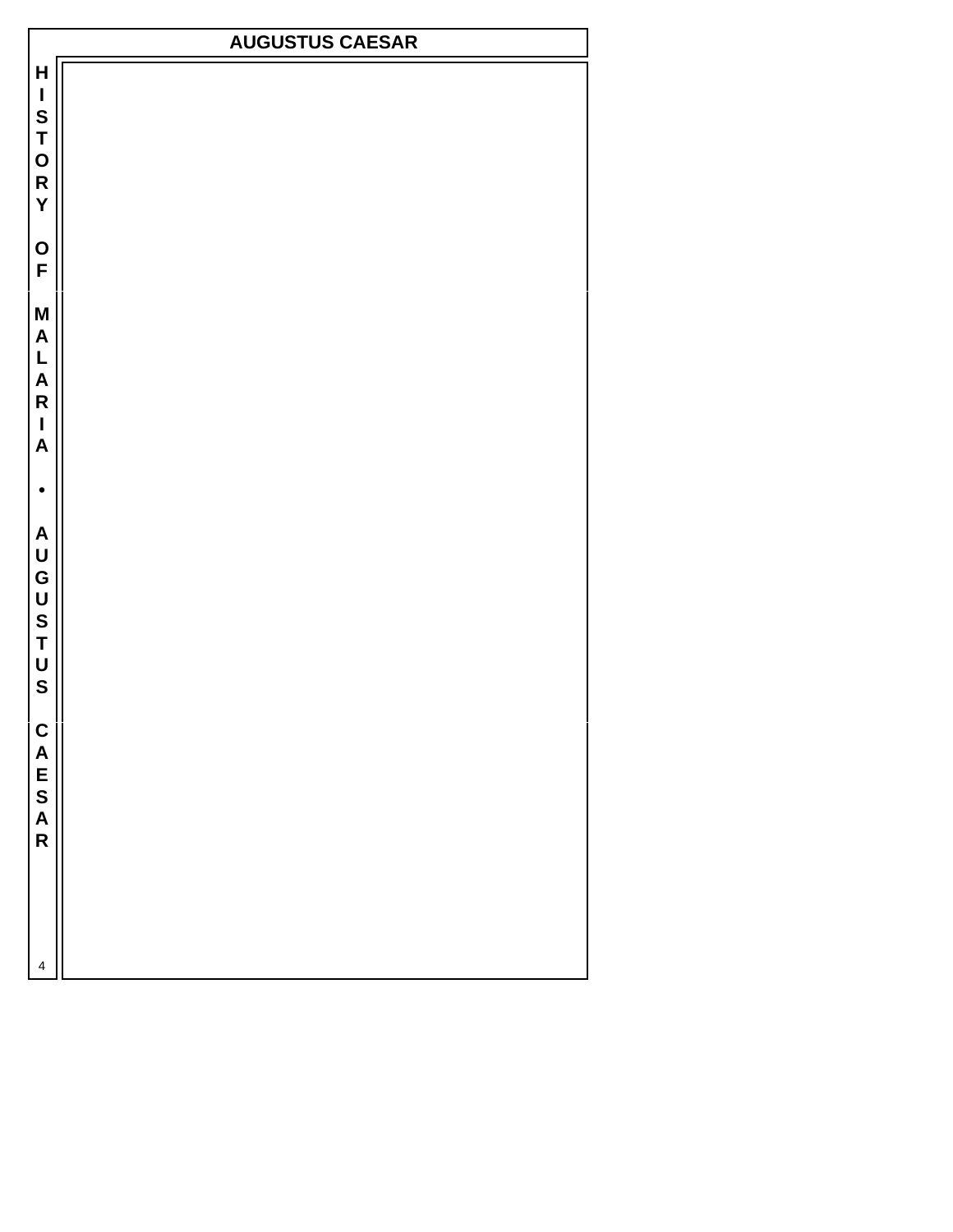# AUGUSTUS CAESAR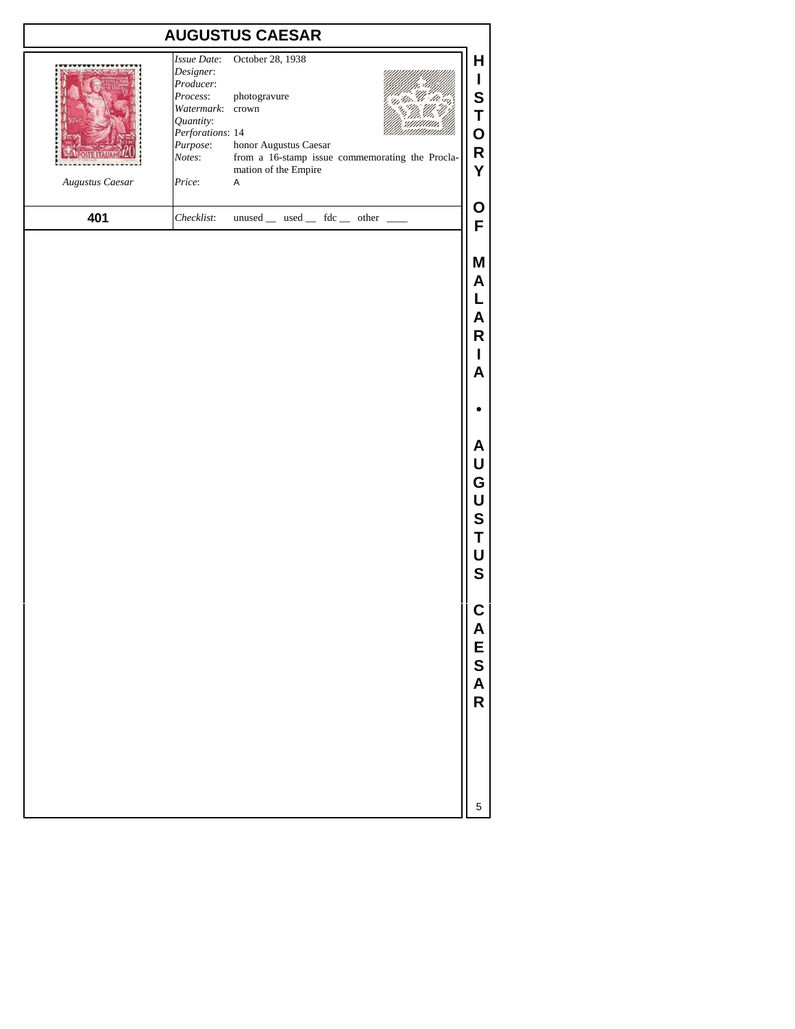# AUGUSTUS CAESAR

| | | |
|---|---|---|
| | *Issue Date*: | October 28, 1938 |
| | *Designer*: | |
| | *Producer*: | |
| | *Process*: | photogravure |
| | *Watermark*: | crown |
| | *Quantity*: | |
| | *Perforations*: | 14 |
| | *Purpose*: | honor Augustus Caesar |
| | *Notes*: | from a 16-stamp issue commemorating the Proclamation of the Empire |
| *Augustus Caesar* | *Price*: | A |
| **401** | *Checklist*: | unused __ used __ fdc __ other ____ |

HISTORY OF MALARIA • AUGUSTUS CAESAR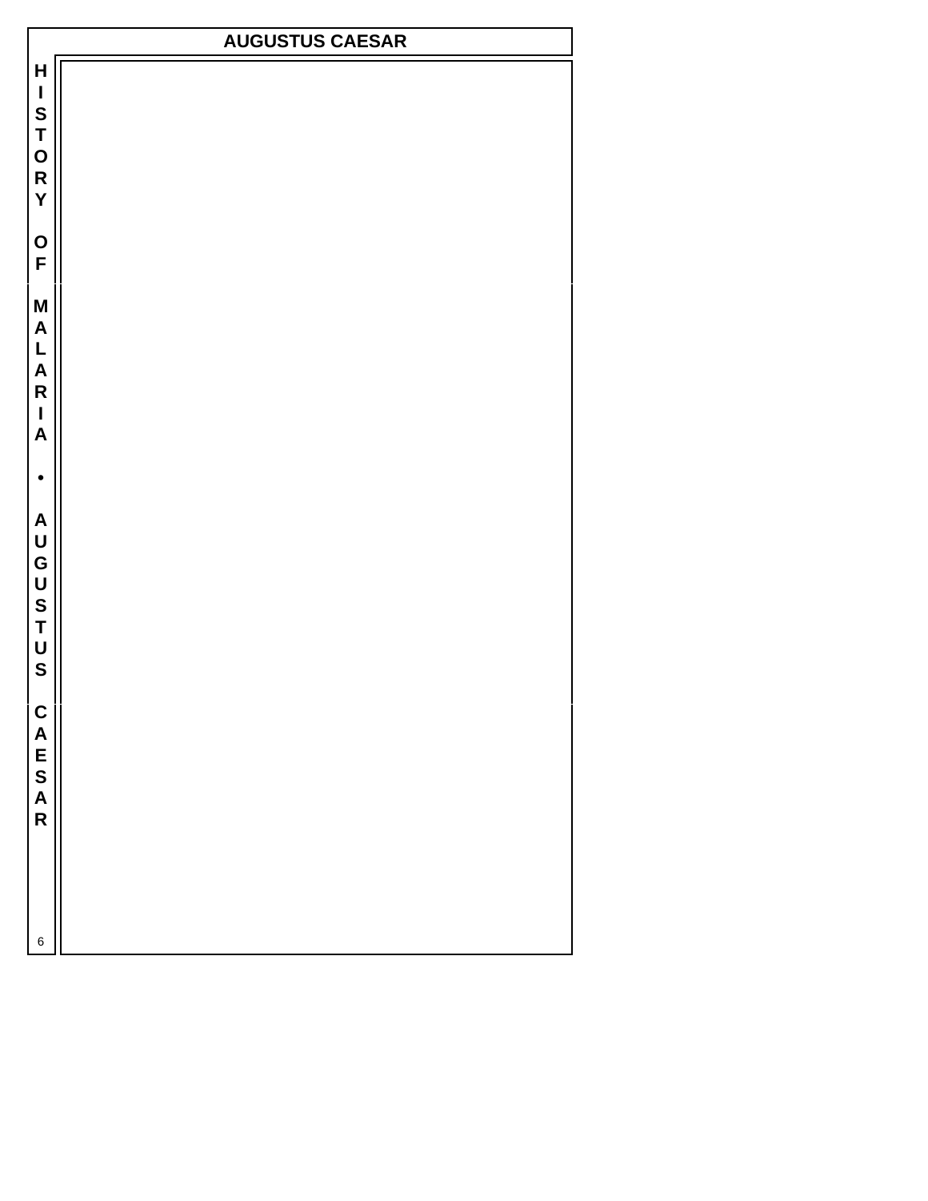# AUGUSTUS CAESAR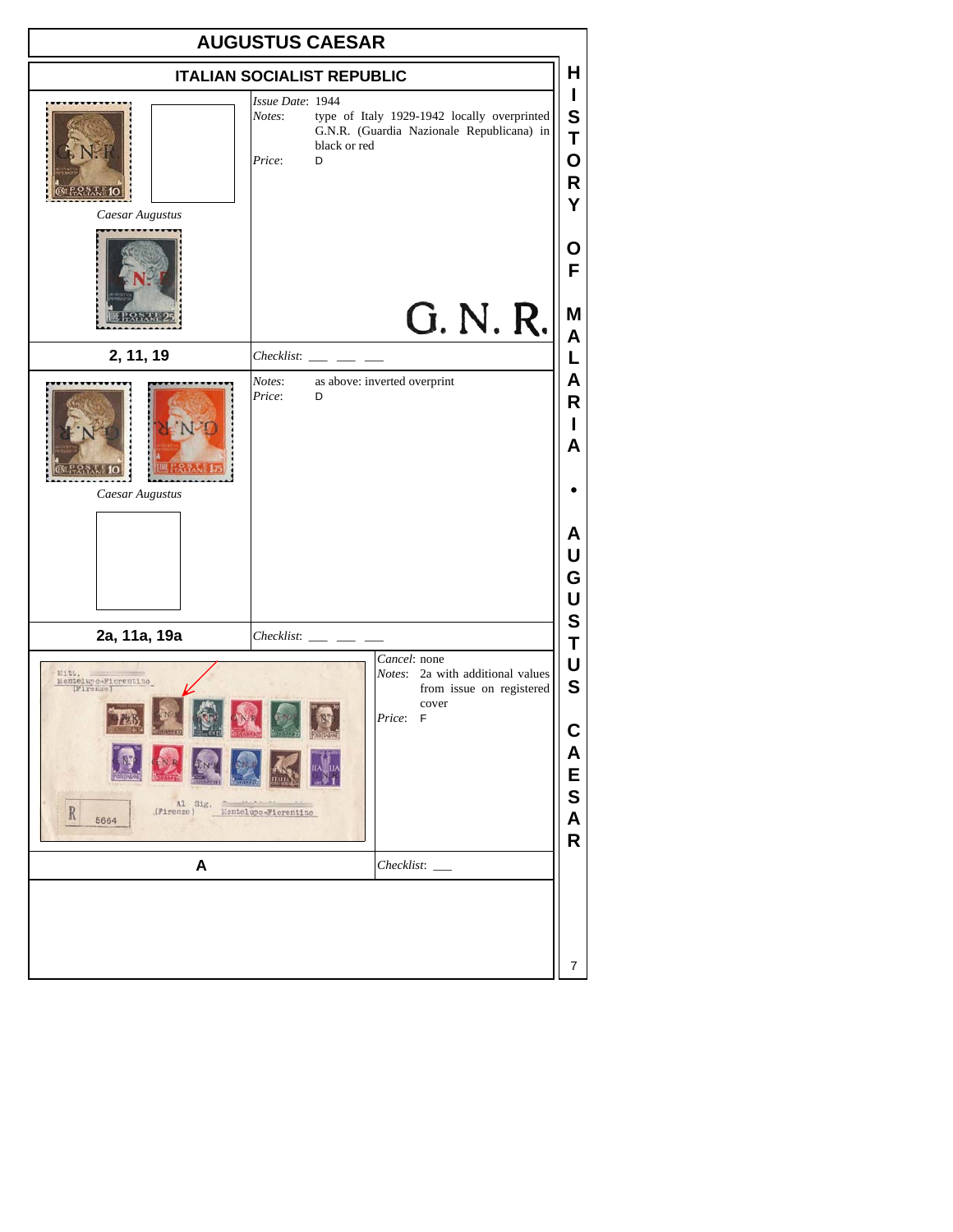# AUGUSTUS CAESAR

## ITALIAN SOCIALIST REPUBLIC

*Caesar Augustus*

*Issue Date*: 1944

*Notes*: type of Italy 1929-1942 locally overprinted G.N.R. (Guardia Nazionale Republicana) in black or red

*Price*: D

G. N. R.

**2, 11, 19**

*Checklist*: ___ ___ ___

*Caesar Augustus*

*Notes*: as above: inverted overprint

*Price*: D

**2a, 11a, 19a**

*Checklist*: ___ ___ ___

*Cancel*: none

*Notes*: 2a with additional values from issue on registered cover

*Price*: F

**A**

*Checklist*: ___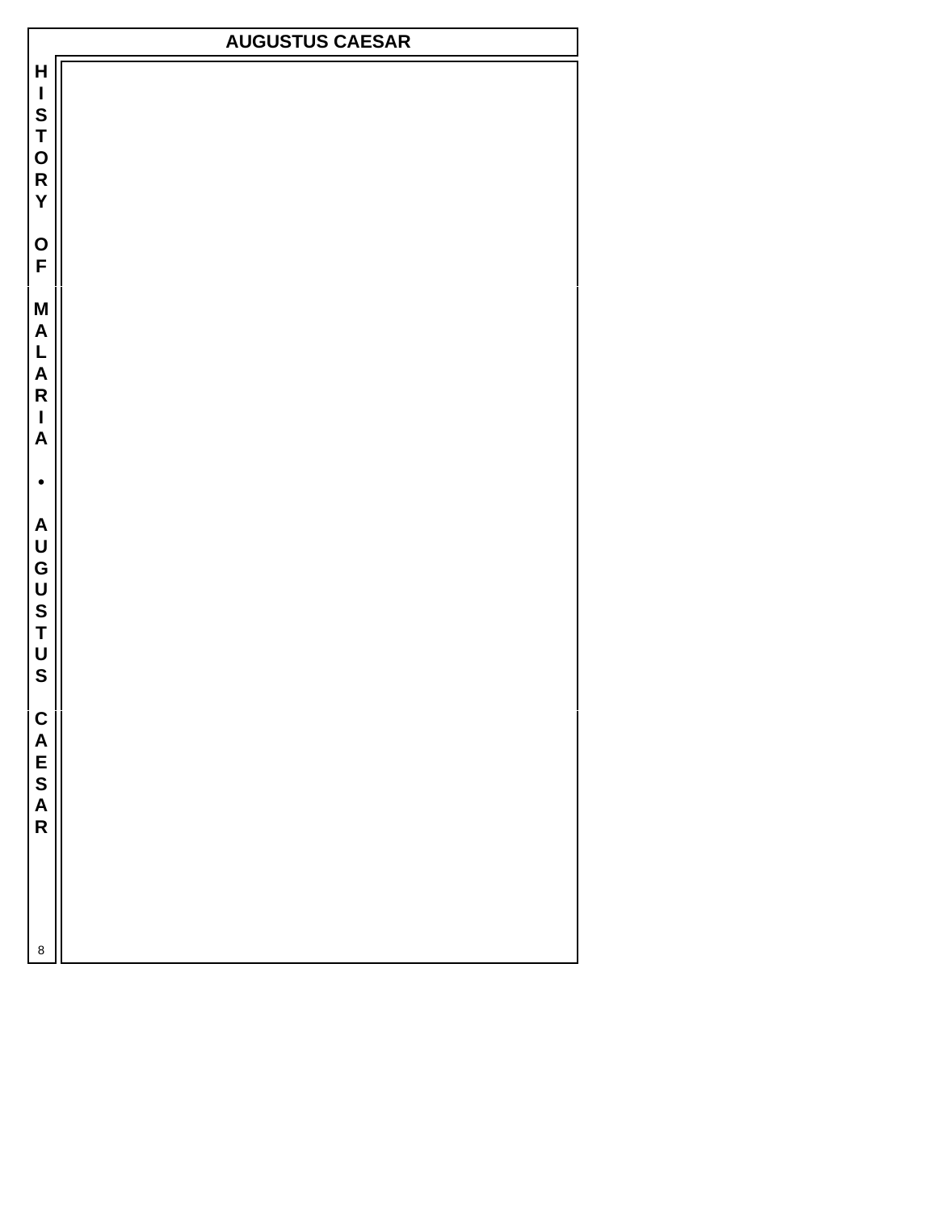# AUGUSTUS CAESAR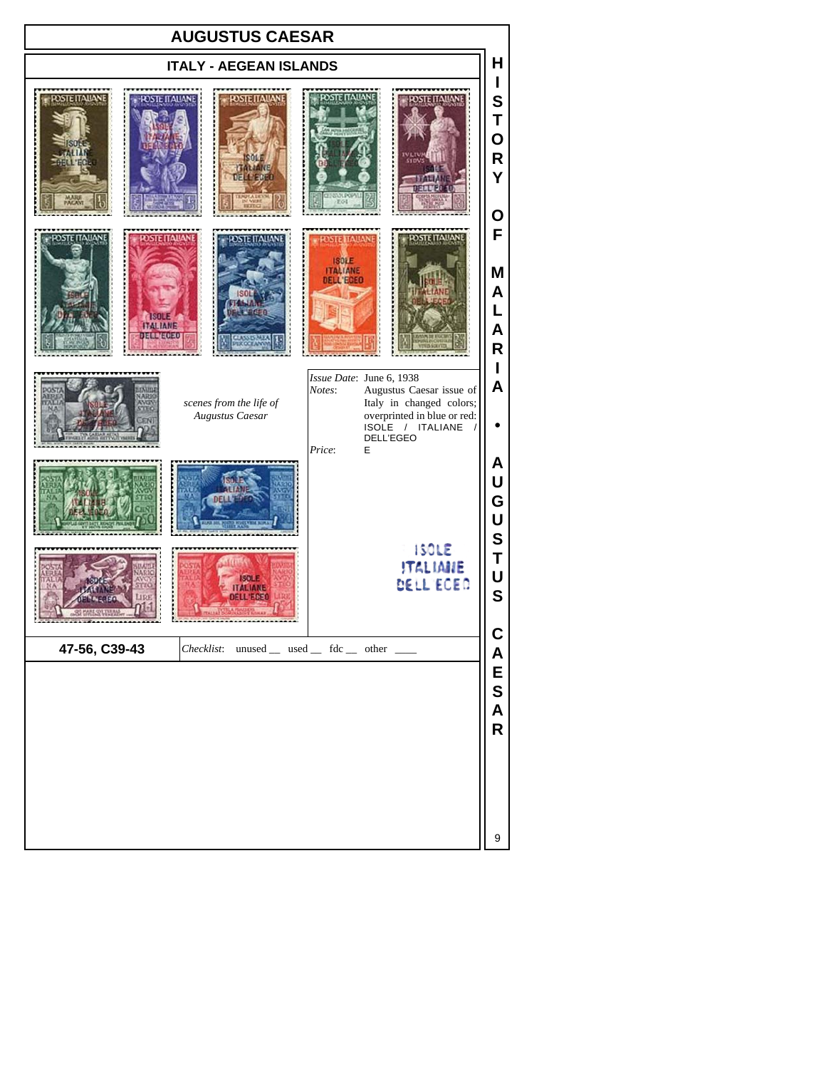# AUGUSTUS CAESAR

## ITALY - AEGEAN ISLANDS

*scenes from the life of Augustus Caesar*

*Issue Date*: June 6, 1938

*Notes*: Augustus Caesar issue of Italy in changed colors; overprinted in blue or red: ISOLE / ITALIANE / DELL'EGEO

*Price*: E

ISOLE
ITALIANE
DELL EGEO

**47-56, C39-43**

*Checklist*: unused __ used __ fdc __ other ____

HISTORY OF MALARIA • AUGUSTUS CAESAR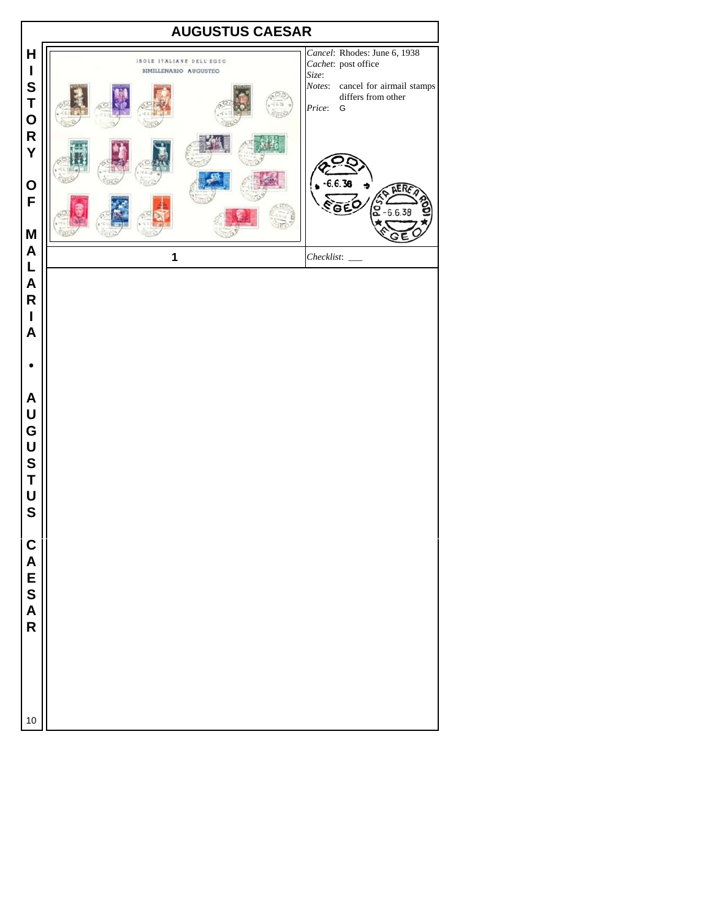# AUGUSTUS CAESAR

*Cancel*: Rhodes: June 6, 1938
*Cachet*: post office
*Size*:
*Notes*: cancel for airmail stamps differs from other
*Price*: G

**1**

*Checklist*: ___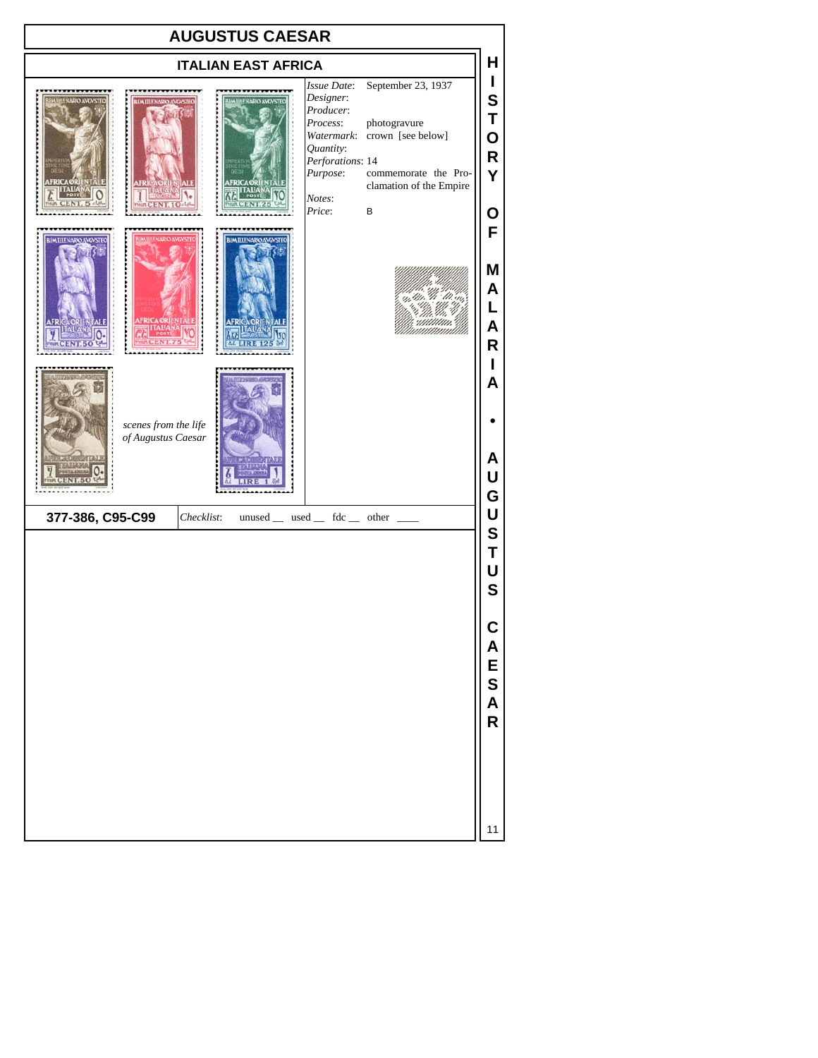# AUGUSTUS CAESAR

## ITALIAN EAST AFRICA

*scenes from the life of Augustus Caesar*

| | |
|---|---|
| *Issue Date*: | September 23, 1937 |
| *Designer*: | |
| *Producer*: | |
| *Process*: | photogravure |
| *Watermark*: | crown [see below] |
| *Quantity*: | |
| *Perforations*: | 14 |
| *Purpose*: | commemorate the Proclamation of the Empire |
| *Notes*: | |
| *Price*: | B |

**377-386, C95-C99** | *Checklist*: unused __ used __ fdc __ other ____

HISTORY OF MALARIA • AUGUSTUS CAESAR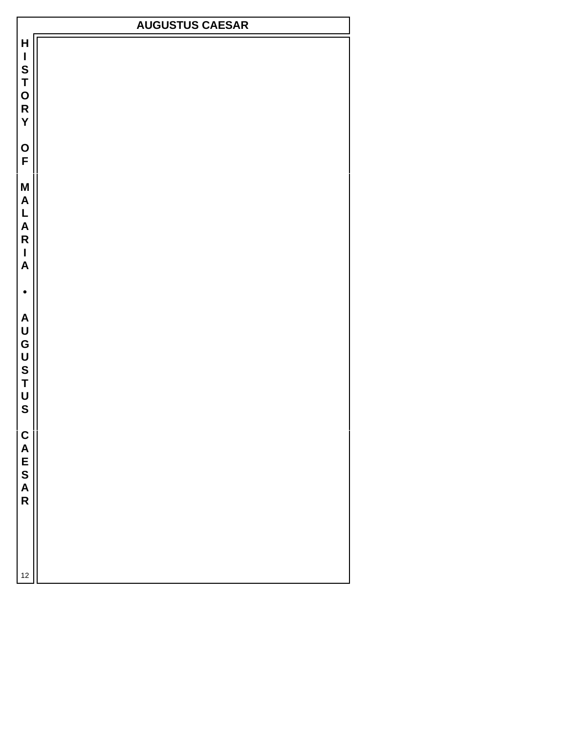# AUGUSTUS CAESAR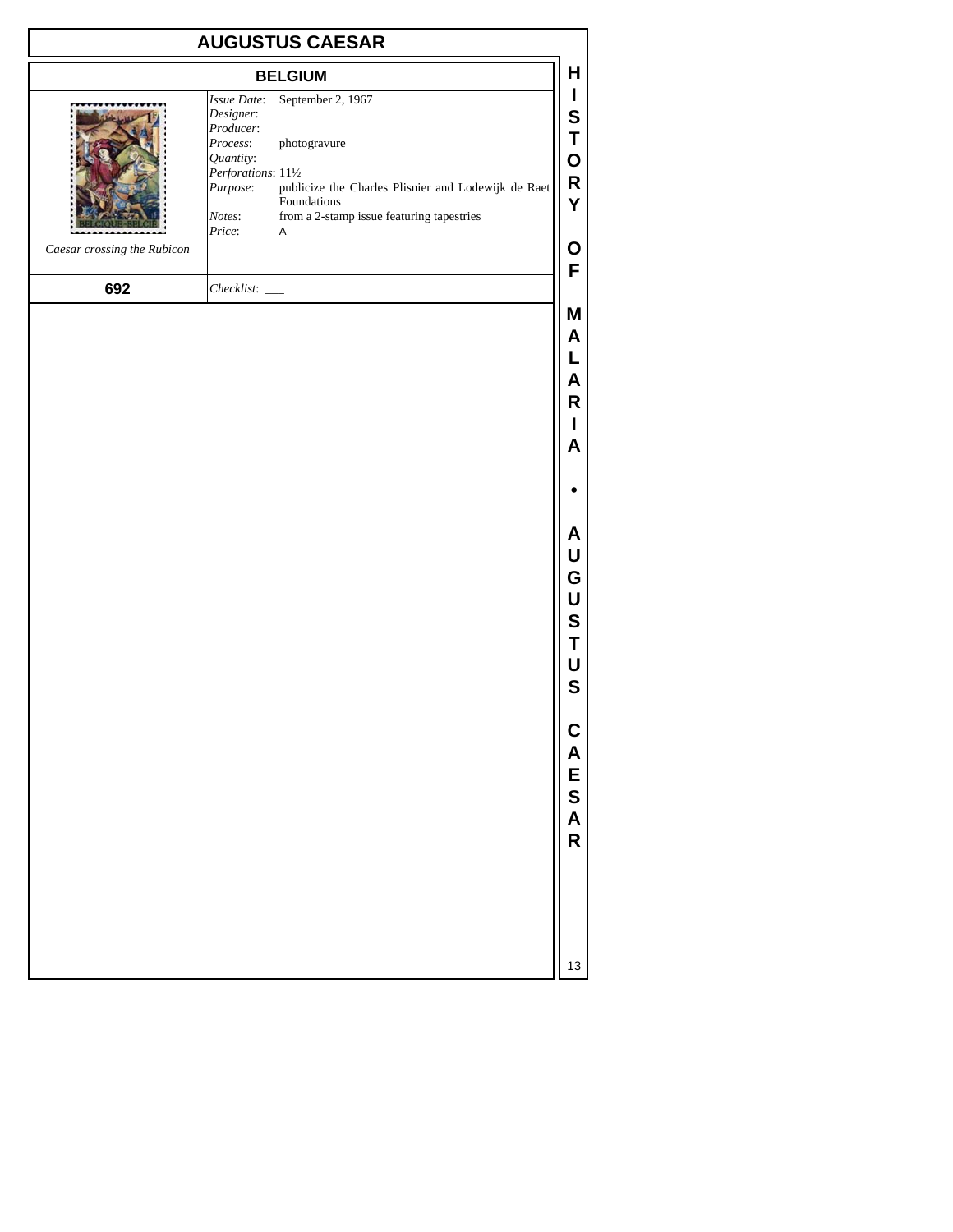# AUGUSTUS CAESAR

## BELGIUM

*Caesar crossing the Rubicon*

*Issue Date*: September 2, 1967
*Designer*:
*Producer*:
*Process*: photogravure
*Quantity*:
*Perforations*: 11½
*Purpose*: publicize the Charles Plisnier and Lodewijk de Raet Foundations
*Notes*: from a 2-stamp issue featuring tapestries
*Price*: A

**692**

*Checklist*: ___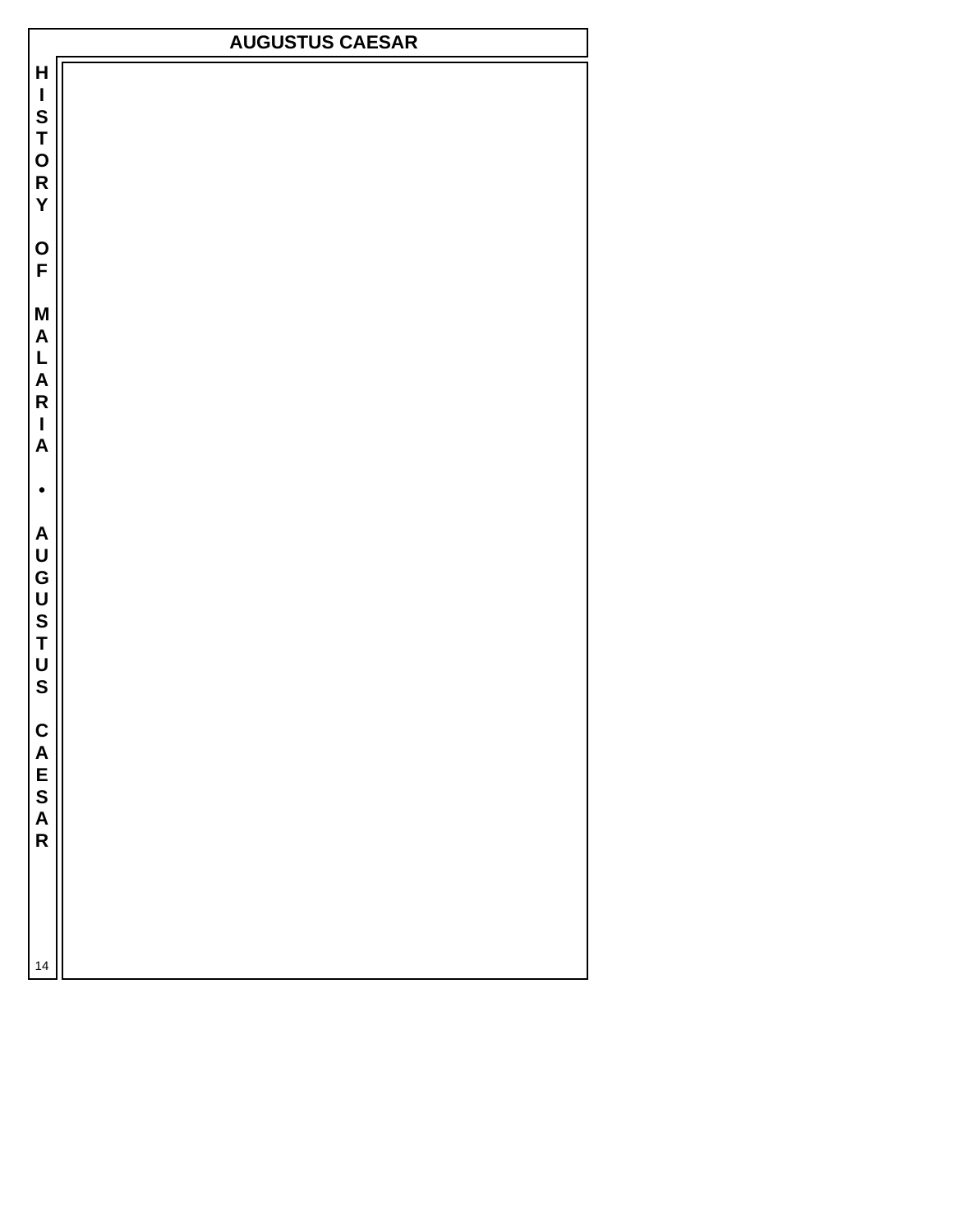# AUGUSTUS CAESAR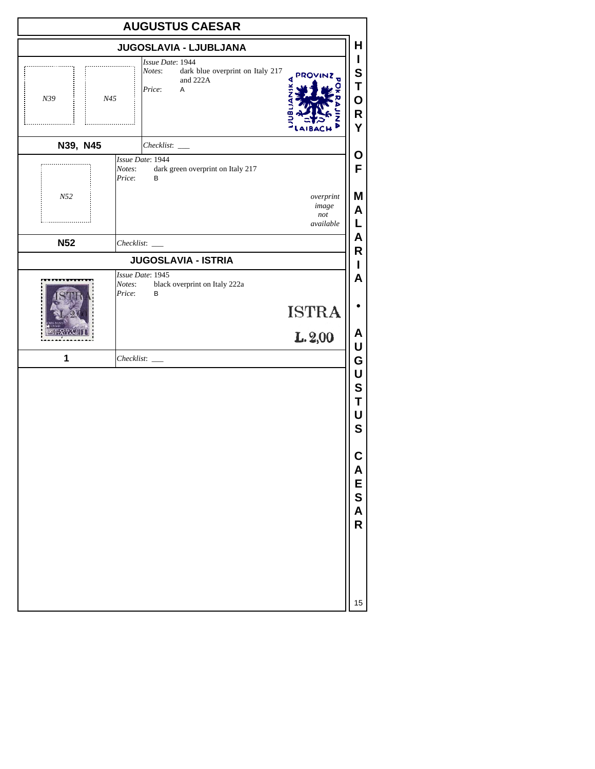# AUGUSTUS CAESAR

## JUGOSLAVIA - LJUBLJANA

N39 N45

*Issue Date*: 1944
*Notes*: dark blue overprint on Italy 217 and 222A
*Price*: A

PROVINZ LJUBLJANSKA POKRAJINA LAIBACH

**N39, N45** — *Checklist*: ___

N52

*Issue Date*: 1944
*Notes*: dark green overprint on Italy 217
*Price*: B

*overprint image not available*

**N52** — *Checklist*: ___

## JUGOSLAVIA - ISTRIA

*Issue Date*: 1945
*Notes*: black overprint on Italy 222a
*Price*: B

ISTRA
L. 2,00

**1** — *Checklist*: ___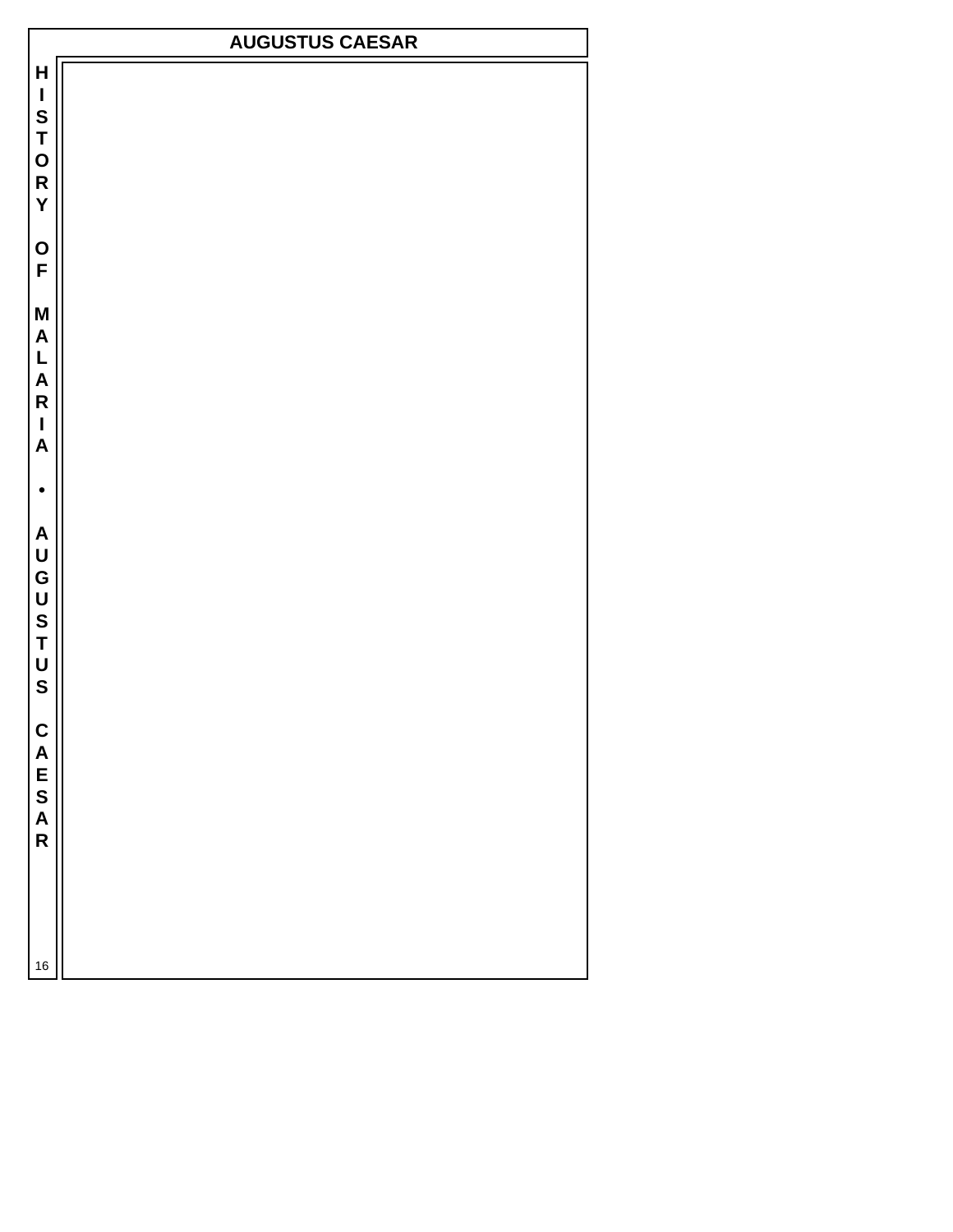# AUGUSTUS CAESAR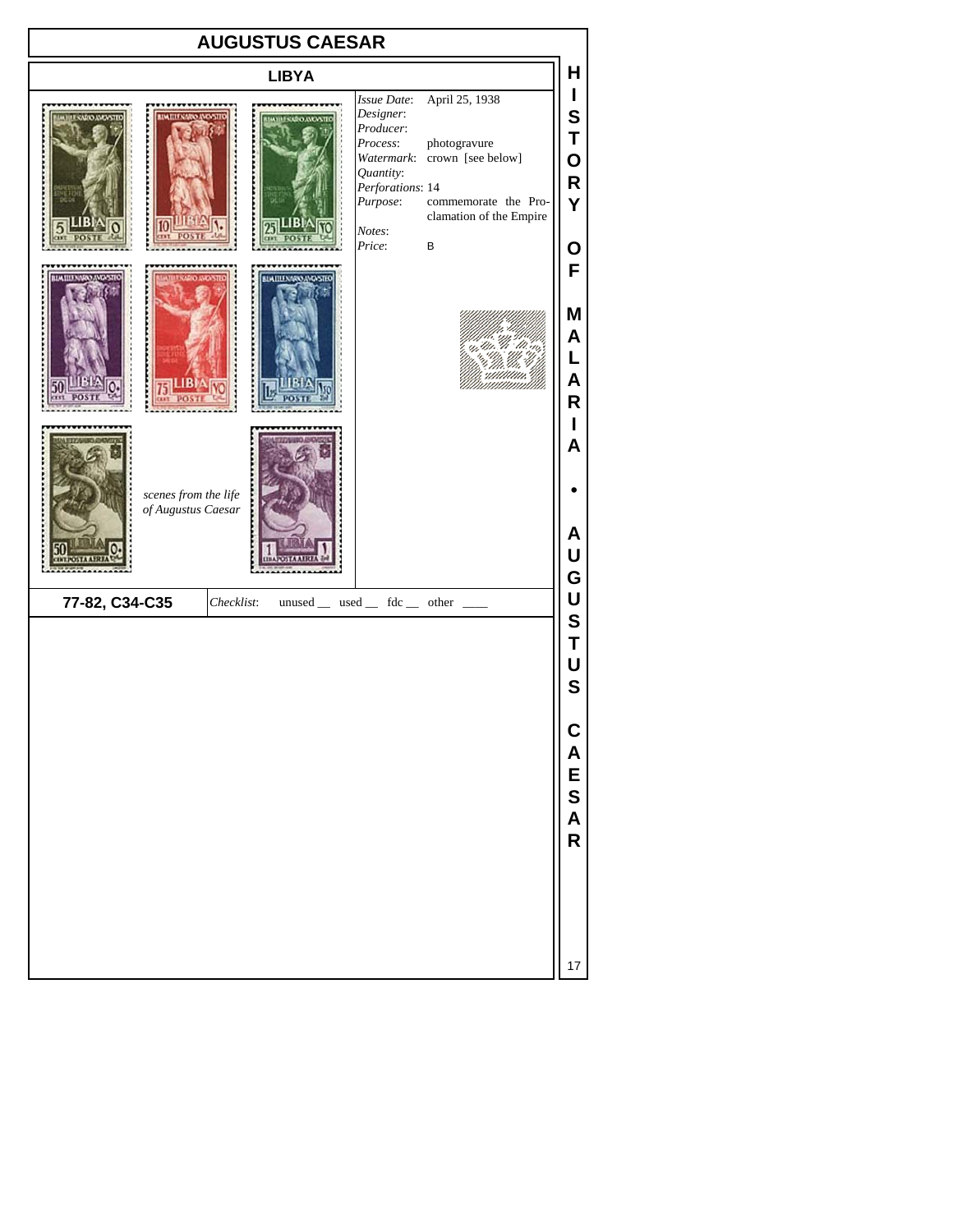# AUGUSTUS CAESAR

## LIBYA

*scenes from the life of Augustus Caesar*

*Issue Date*: April 25, 1938
*Designer*:
*Producer*:
*Process*: photogravure
*Watermark*: crown [see below]
*Quantity*:
*Perforations*: 14
*Purpose*: commemorate the Proclamation of the Empire
*Notes*:
*Price*: B

**77-82, C34-C35** *Checklist*: unused __ used __ fdc __ other ____

HISTORY OF MALARIA • AUGUSTUS CAESAR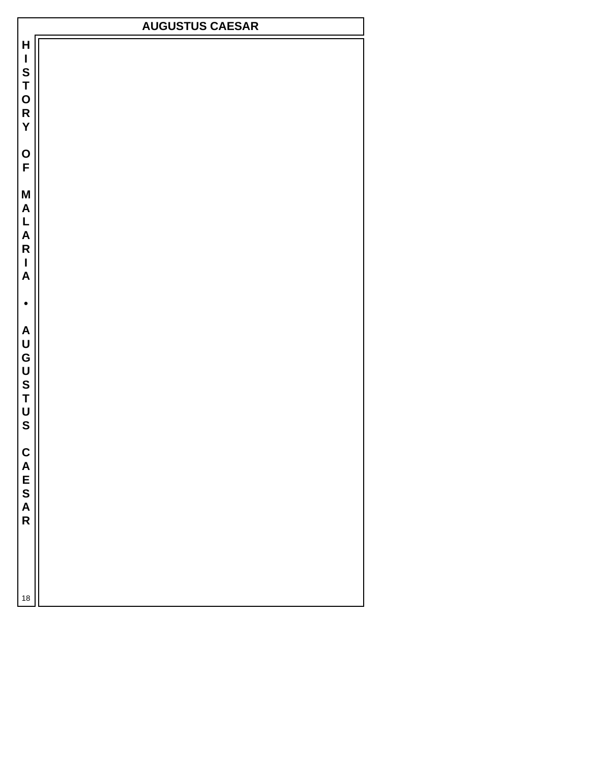# AUGUSTUS CAESAR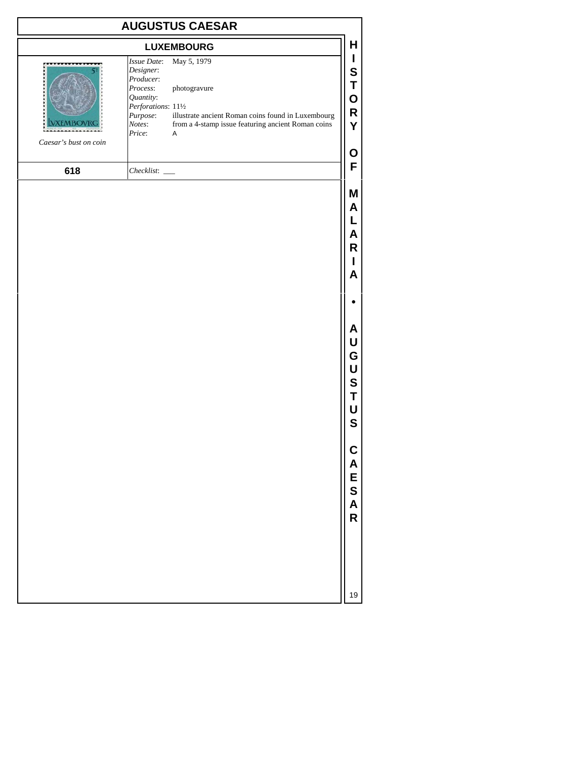# AUGUSTUS CAESAR

## LUXEMBOURG

*Caesar's bust on coin*

*Issue Date*: May 5, 1979
*Designer*:
*Producer*:
*Process*: photogravure
*Quantity*:
*Perforations*: 11½
*Purpose*: illustrate ancient Roman coins found in Luxembourg
*Notes*: from a 4-stamp issue featuring ancient Roman coins
*Price*: A

**618**

*Checklist*: ___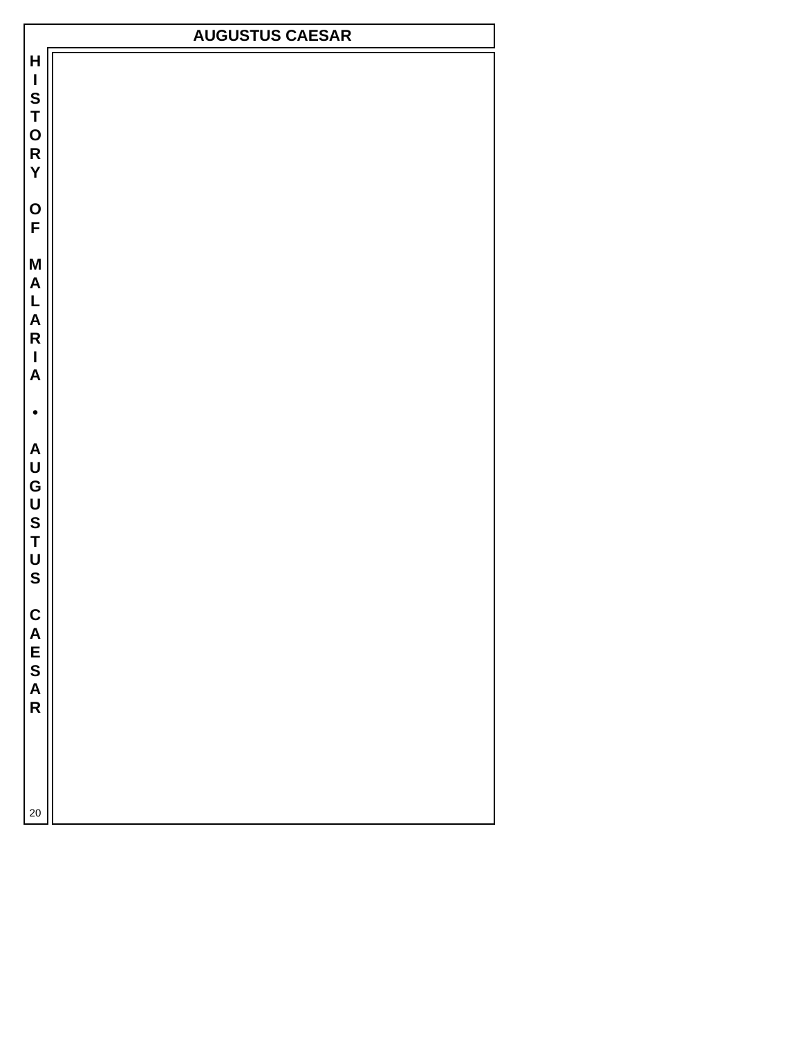# AUGUSTUS CAESAR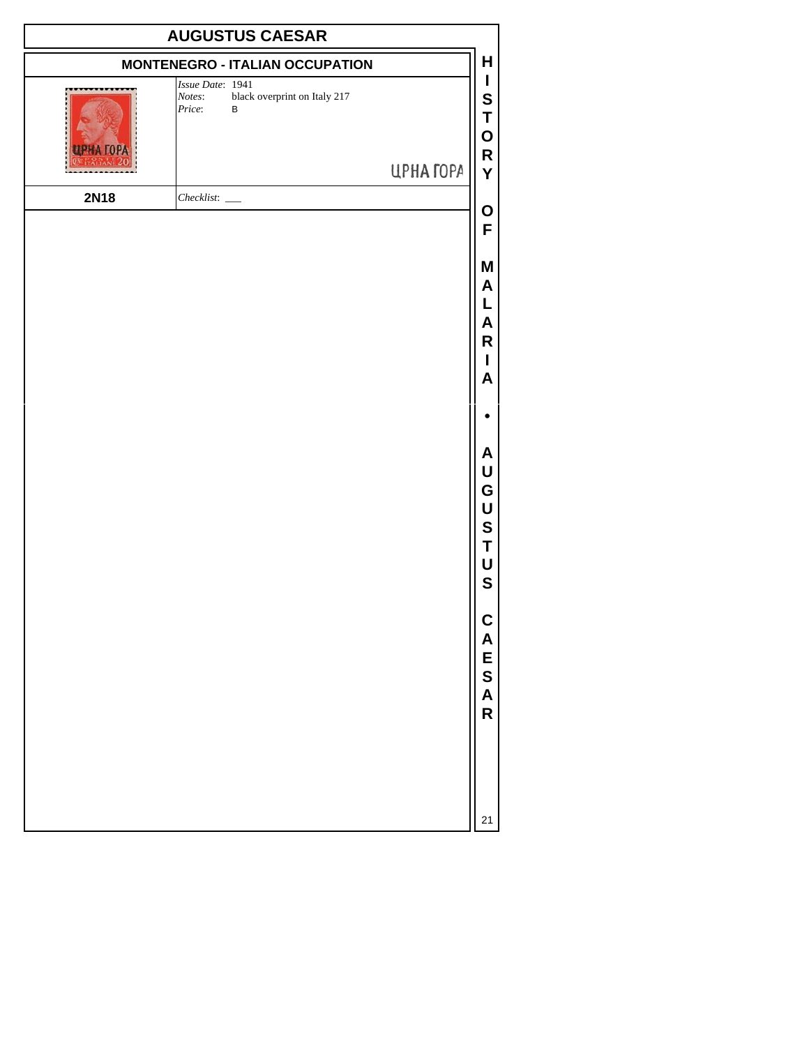# AUGUSTUS CAESAR

## MONTENEGRO - ITALIAN OCCUPATION

*Issue Date*: 1941
*Notes*: black overprint on Italy 217
*Price*: B

ЦРНА ГОРА

**2N18**

*Checklist*: ___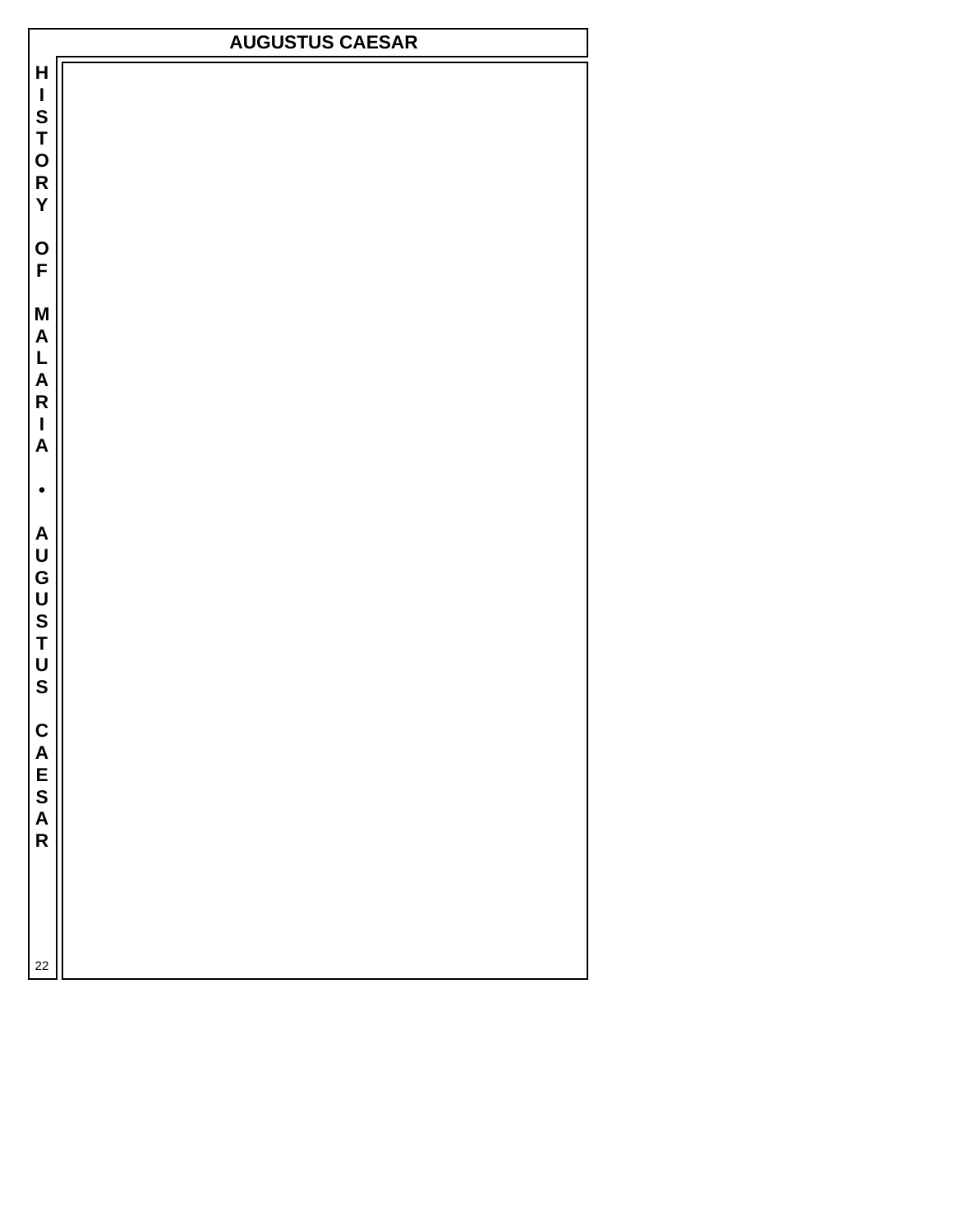## AUGUSTUS CAESAR